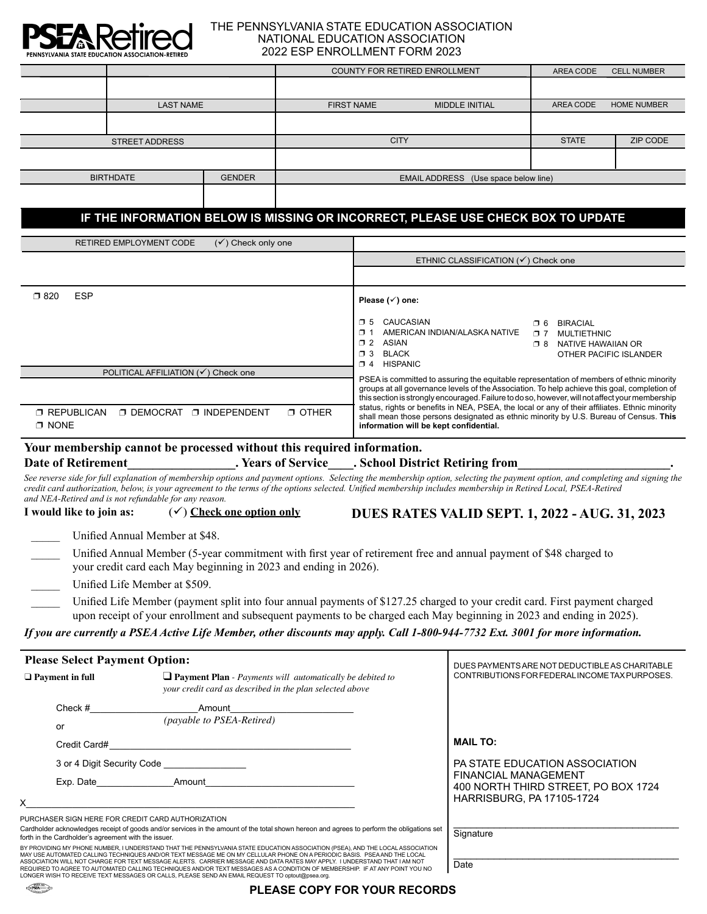PSEA Retired
PENNSYLVANIA STATE EDUCATION ASSOCIATION-RETIRED

# THE PENNSYLVANIA STATE EDUCATION ASSOCIATION
# NATIONAL EDUCATION ASSOCIATION
## 2022 ESP ENROLLMENT FORM 2023

| | | COUNTY FOR RETIRED ENROLLMENT | AREA CODE CELL NUMBER | |
|---|---|---|---|---|
| | | | | |
| | LAST NAME | FIRST NAME MIDDLE INITIAL | AREA CODE HOME NUMBER | |
| | | | | |
| STREET ADDRESS | | CITY | STATE | ZIP CODE |
| | | | | |
| BIRTHDATE | GENDER | EMAIL ADDRESS (Use space below line) | | |
| | | | | |

## IF THE INFORMATION BELOW IS MISSING OR INCORRECT, PLEASE USE CHECK BOX TO UPDATE

**RETIRED EMPLOYMENT CODE** (✓) Check only one

❒ 820 ESP

**POLITICAL AFFILIATION** (✓) Check one

❒ REPUBLICAN ❒ DEMOCRAT ❒ INDEPENDENT ❒ OTHER
❒ NONE

**ETHNIC CLASSIFICATION** (✓) Check one

**Please (✓) one:**

❒ 5 CAUCASIAN
❒ 1 AMERICAN INDIAN/ALASKA NATIVE
❒ 2 ASIAN
❒ 3 BLACK
❒ 4 HISPANIC
❒ 6 BIRACIAL
❒ 7 MULTIETHNIC
❒ 8 NATIVE HAWAIIAN OR OTHER PACIFIC ISLANDER

PSEA is committed to assuring the equitable representation of members of ethnic minority groups at all governance levels of the Association. To help achieve this goal, completion of this section is strongly encouraged. Failure to do so, however, will not affect your membership status, rights or benefits in NEA, PSEA, the local or any of their affiliates. Ethnic minority shall mean those persons designated as ethnic minority by U.S. Bureau of Census. **This information will be kept confidential.**

**Your membership cannot be processed without this required information.**
**Date of Retirement_________________. Years of Service____. School District Retiring from________________________.**

*See reverse side for full explanation of membership options and payment options. Selecting the membership option, selecting the payment option, and completing and signing the credit card authorization, below, is your agreement to the terms of the options selected. Unified membership includes membership in Retired Local, PSEA-Retired and NEA-Retired and is not refundable for any reason.*

**I would like to join as:** (✓) **Check one option only**

**DUES RATES VALID SEPT. 1, 2022 - AUG. 31, 2023**

_____ Unified Annual Member at $48.

_____ Unified Annual Member (5-year commitment with first year of retirement free and annual payment of $48 charged to your credit card each May beginning in 2023 and ending in 2026).

_____ Unified Life Member at $509.

_____ Unified Life Member (payment split into four annual payments of $127.25 charged to your credit card. First payment charged upon receipt of your enrollment and subsequent payments to be charged each May beginning in 2023 and ending in 2025).

***If you are currently a PSEA Active Life Member, other discounts may apply. Call 1-800-944-7732 Ext. 3001 for more information.***

### Please Select Payment Option:

❑ **Payment in full** ❑ **Payment Plan** - *Payments will automatically be debited to your credit card as described in the plan selected above*

Check #____________________Amount______________________
*(payable to PSEA-Retired)*

or

Credit Card#______________________________________________

3 or 4 Digit Security Code ________________

Exp. Date_______________Amount_____________________________

X________________________________________________________________

PURCHASER SIGN HERE FOR CREDIT CARD AUTHORIZATION

Cardholder acknowledges receipt of goods and/or services in the amount of the total shown hereon and agrees to perform the obligations set forth in the Cardholder's agreement with the issuer.

BY PROVIDING MY PHONE NUMBER, I UNDERSTAND THAT THE PENNSYLVANIA STATE EDUCATION ASSOCIATION (PSEA), AND THE LOCAL ASSOCIATION MAY USE AUTOMATED CALLING TECHNIQUES AND/OR TEXT MESSAGE ME ON MY CELLULAR PHONE ON A PERIODIC BASIS. PSEA AND THE LOCAL ASSOCIATION WILL NOT CHARGE FOR TEXT MESSAGE ALERTS. CARRIER MESSAGE AND DATA RATES MAY APPLY. I UNDERSTAND THAT I AM NOT REQUIRED TO AGREE TO AUTOMATED CALLING TECHNIQUES AND/OR TEXT MESSAGES AS A CONDITION OF MEMBERSHIP. IF AT ANY POINT YOU NO LONGER WISH TO RECEIVE TEXT MESSAGES OR CALLS, PLEASE SEND AN EMAIL REQUEST TO optout@psea.org.

DUES PAYMENTS ARE NOT DEDUCTIBLE AS CHARITABLE CONTRIBUTIONS FOR FEDERAL INCOME TAX PURPOSES.

**MAIL TO:**

PA STATE EDUCATION ASSOCIATION
FINANCIAL MANAGEMENT
400 NORTH THIRD STREET, PO BOX 1724
HARRISBURG, PA 17105-1724

_____________________________________________
Signature

_____________________________________________
Date

**PLEASE COPY FOR YOUR RECORDS**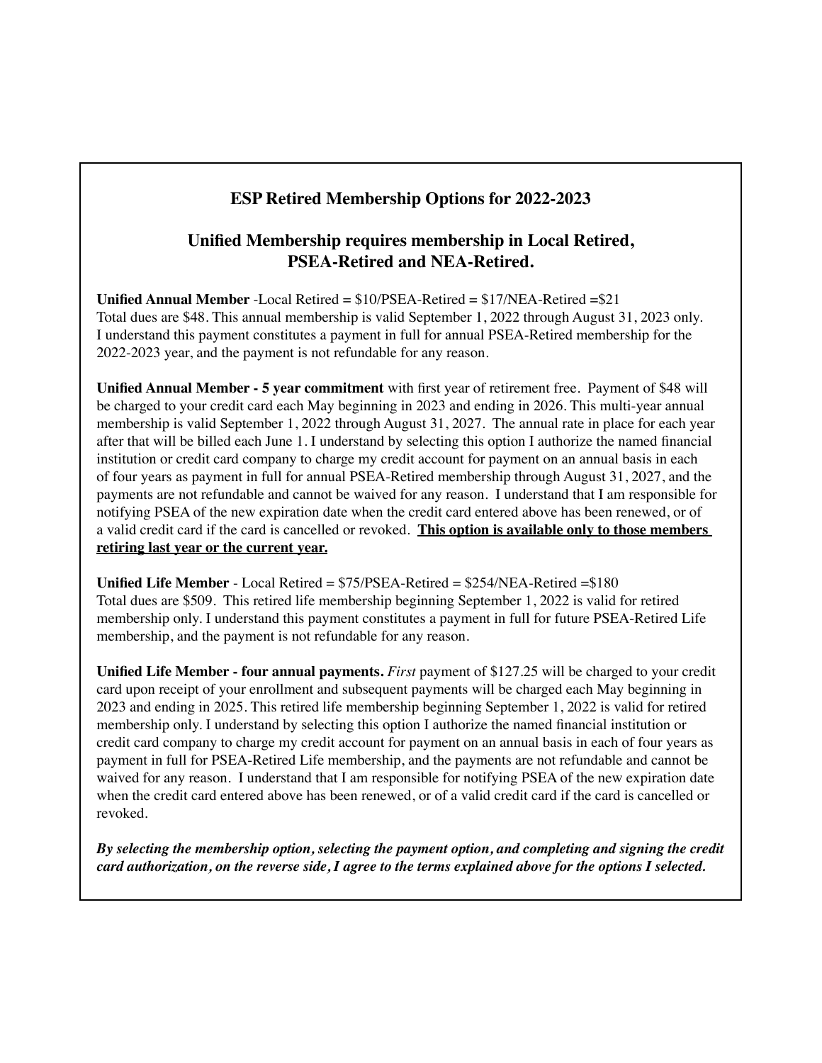## ESP Retired Membership Options for 2022-2023

### Unified Membership requires membership in Local Retired, PSEA-Retired and NEA-Retired.

**Unified Annual Member** -Local Retired = $10/PSEA-Retired = $17/NEA-Retired =$21
Total dues are $48. This annual membership is valid September 1, 2022 through August 31, 2023 only. I understand this payment constitutes a payment in full for annual PSEA-Retired membership for the 2022-2023 year, and the payment is not refundable for any reason.

**Unified Annual Member - 5 year commitment** with first year of retirement free. Payment of $48 will be charged to your credit card each May beginning in 2023 and ending in 2026. This multi-year annual membership is valid September 1, 2022 through August 31, 2027. The annual rate in place for each year after that will be billed each June 1. I understand by selecting this option I authorize the named financial institution or credit card company to charge my credit account for payment on an annual basis in each of four years as payment in full for annual PSEA-Retired membership through August 31, 2027, and the payments are not refundable and cannot be waived for any reason. I understand that I am responsible for notifying PSEA of the new expiration date when the credit card entered above has been renewed, or of a valid credit card if the card is cancelled or revoked. **<u>This option is available only to those members retiring last year or the current year.</u>**

**Unified Life Member** - Local Retired = $75/PSEA-Retired = $254/NEA-Retired =$180
Total dues are $509. This retired life membership beginning September 1, 2022 is valid for retired membership only. I understand this payment constitutes a payment in full for future PSEA-Retired Life membership, and the payment is not refundable for any reason.

**Unified Life Member - four annual payments.** *First* payment of $127.25 will be charged to your credit card upon receipt of your enrollment and subsequent payments will be charged each May beginning in 2023 and ending in 2025. This retired life membership beginning September 1, 2022 is valid for retired membership only. I understand by selecting this option I authorize the named financial institution or credit card company to charge my credit account for payment on an annual basis in each of four years as payment in full for PSEA-Retired Life membership, and the payments are not refundable and cannot be waived for any reason. I understand that I am responsible for notifying PSEA of the new expiration date when the credit card entered above has been renewed, or of a valid credit card if the card is cancelled or revoked.

***By selecting the membership option, selecting the payment option, and completing and signing the credit card authorization, on the reverse side, I agree to the terms explained above for the options I selected.***